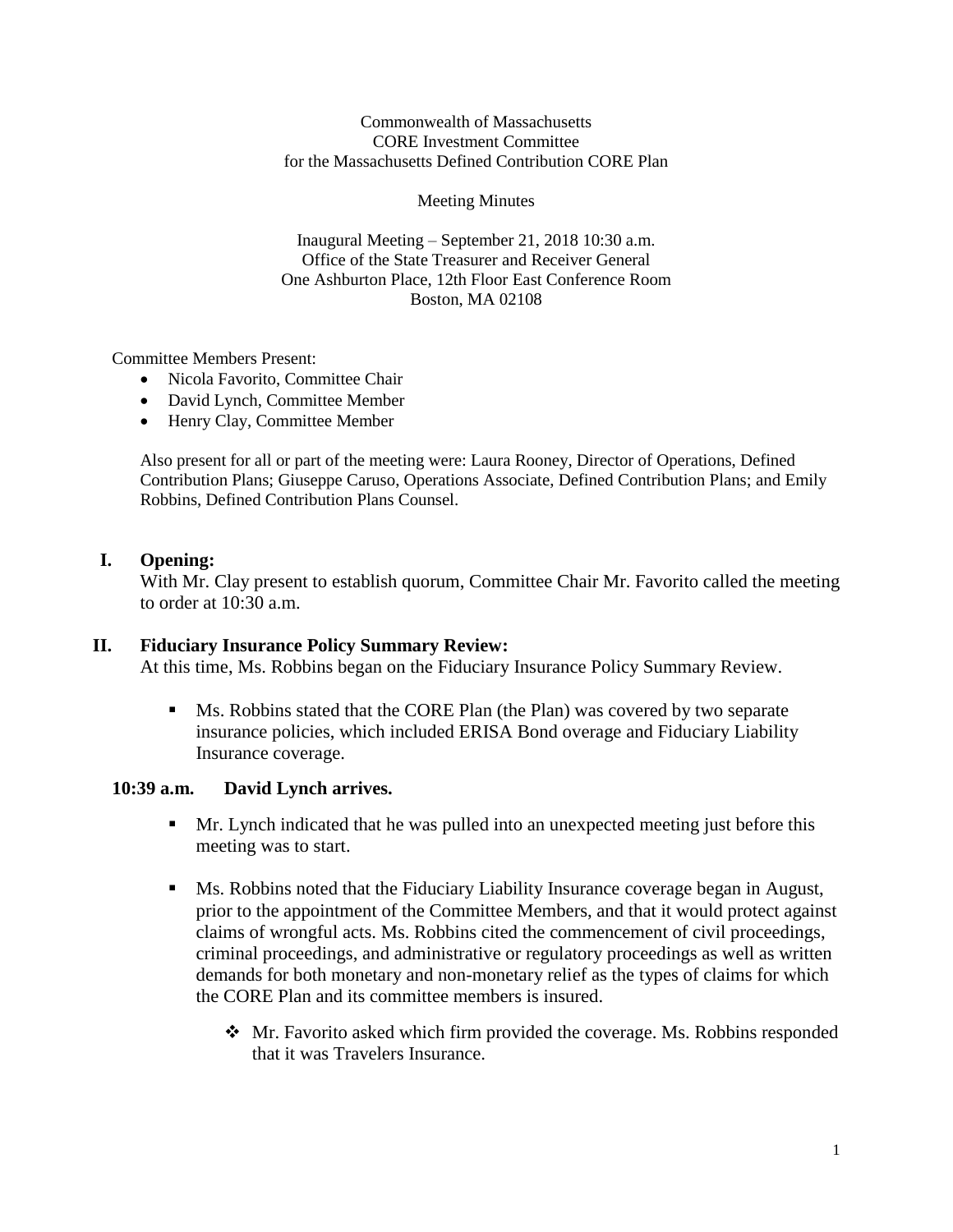Commonwealth of Massachusetts
CORE Investment Committee
for the Massachusetts Defined Contribution CORE Plan

Meeting Minutes

Inaugural Meeting – September 21, 2018 10:30 a.m.
Office of the State Treasurer and Receiver General
One Ashburton Place, 12th Floor East Conference Room
Boston, MA 02108

Committee Members Present:

- Nicola Favorito, Committee Chair
- David Lynch, Committee Member
- Henry Clay, Committee Member

Also present for all or part of the meeting were: Laura Rooney, Director of Operations, Defined Contribution Plans; Giuseppe Caruso, Operations Associate, Defined Contribution Plans; and Emily Robbins, Defined Contribution Plans Counsel.

## I. Opening:

With Mr. Clay present to establish quorum, Committee Chair Mr. Favorito called the meeting to order at 10:30 a.m.

## II. Fiduciary Insurance Policy Summary Review:

At this time, Ms. Robbins began on the Fiduciary Insurance Policy Summary Review.

- Ms. Robbins stated that the CORE Plan (the Plan) was covered by two separate insurance policies, which included ERISA Bond overage and Fiduciary Liability Insurance coverage.

**10:39 a.m. David Lynch arrives.**

- Mr. Lynch indicated that he was pulled into an unexpected meeting just before this meeting was to start.
- Ms. Robbins noted that the Fiduciary Liability Insurance coverage began in August, prior to the appointment of the Committee Members, and that it would protect against claims of wrongful acts. Ms. Robbins cited the commencement of civil proceedings, criminal proceedings, and administrative or regulatory proceedings as well as written demands for both monetary and non-monetary relief as the types of claims for which the CORE Plan and its committee members is insured.
    - Mr. Favorito asked which firm provided the coverage. Ms. Robbins responded that it was Travelers Insurance.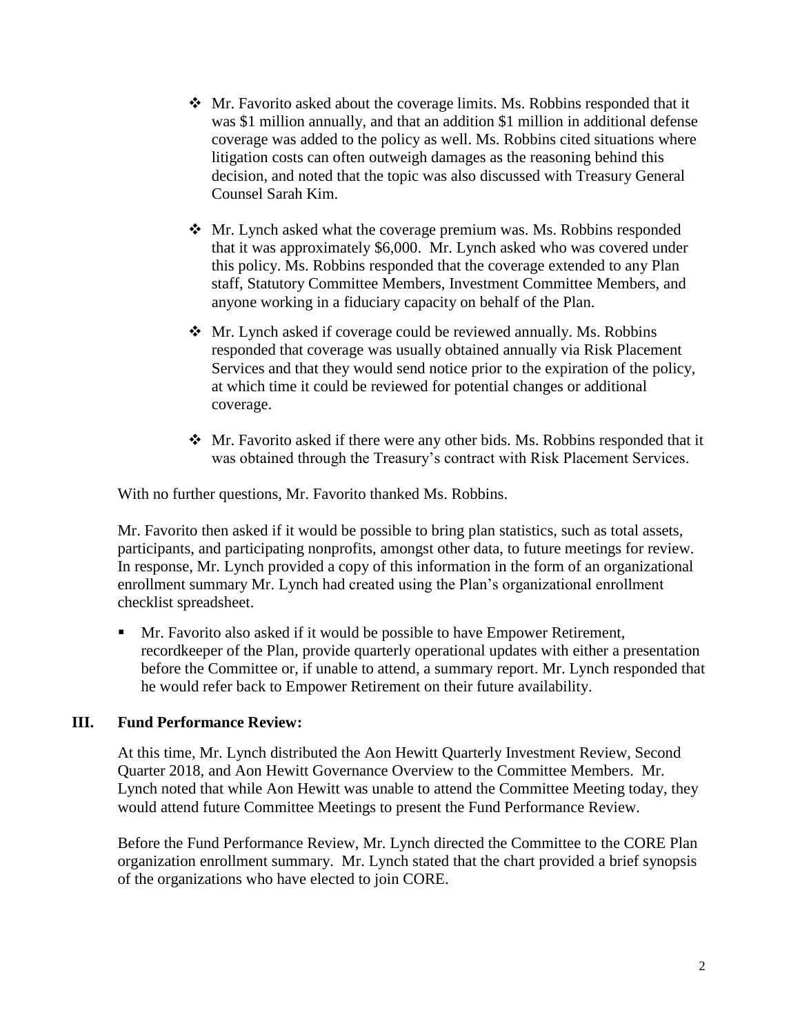- Mr. Favorito asked about the coverage limits. Ms. Robbins responded that it was $1 million annually, and that an addition $1 million in additional defense coverage was added to the policy as well. Ms. Robbins cited situations where litigation costs can often outweigh damages as the reasoning behind this decision, and noted that the topic was also discussed with Treasury General Counsel Sarah Kim.

- Mr. Lynch asked what the coverage premium was. Ms. Robbins responded that it was approximately $6,000. Mr. Lynch asked who was covered under this policy. Ms. Robbins responded that the coverage extended to any Plan staff, Statutory Committee Members, Investment Committee Members, and anyone working in a fiduciary capacity on behalf of the Plan.

- Mr. Lynch asked if coverage could be reviewed annually. Ms. Robbins responded that coverage was usually obtained annually via Risk Placement Services and that they would send notice prior to the expiration of the policy, at which time it could be reviewed for potential changes or additional coverage.

- Mr. Favorito asked if there were any other bids. Ms. Robbins responded that it was obtained through the Treasury's contract with Risk Placement Services.

With no further questions, Mr. Favorito thanked Ms. Robbins.

Mr. Favorito then asked if it would be possible to bring plan statistics, such as total assets, participants, and participating nonprofits, amongst other data, to future meetings for review. In response, Mr. Lynch provided a copy of this information in the form of an organizational enrollment summary Mr. Lynch had created using the Plan's organizational enrollment checklist spreadsheet.

- Mr. Favorito also asked if it would be possible to have Empower Retirement, recordkeeper of the Plan, provide quarterly operational updates with either a presentation before the Committee or, if unable to attend, a summary report. Mr. Lynch responded that he would refer back to Empower Retirement on their future availability.

## III. Fund Performance Review:

At this time, Mr. Lynch distributed the Aon Hewitt Quarterly Investment Review, Second Quarter 2018, and Aon Hewitt Governance Overview to the Committee Members. Mr. Lynch noted that while Aon Hewitt was unable to attend the Committee Meeting today, they would attend future Committee Meetings to present the Fund Performance Review.

Before the Fund Performance Review, Mr. Lynch directed the Committee to the CORE Plan organization enrollment summary. Mr. Lynch stated that the chart provided a brief synopsis of the organizations who have elected to join CORE.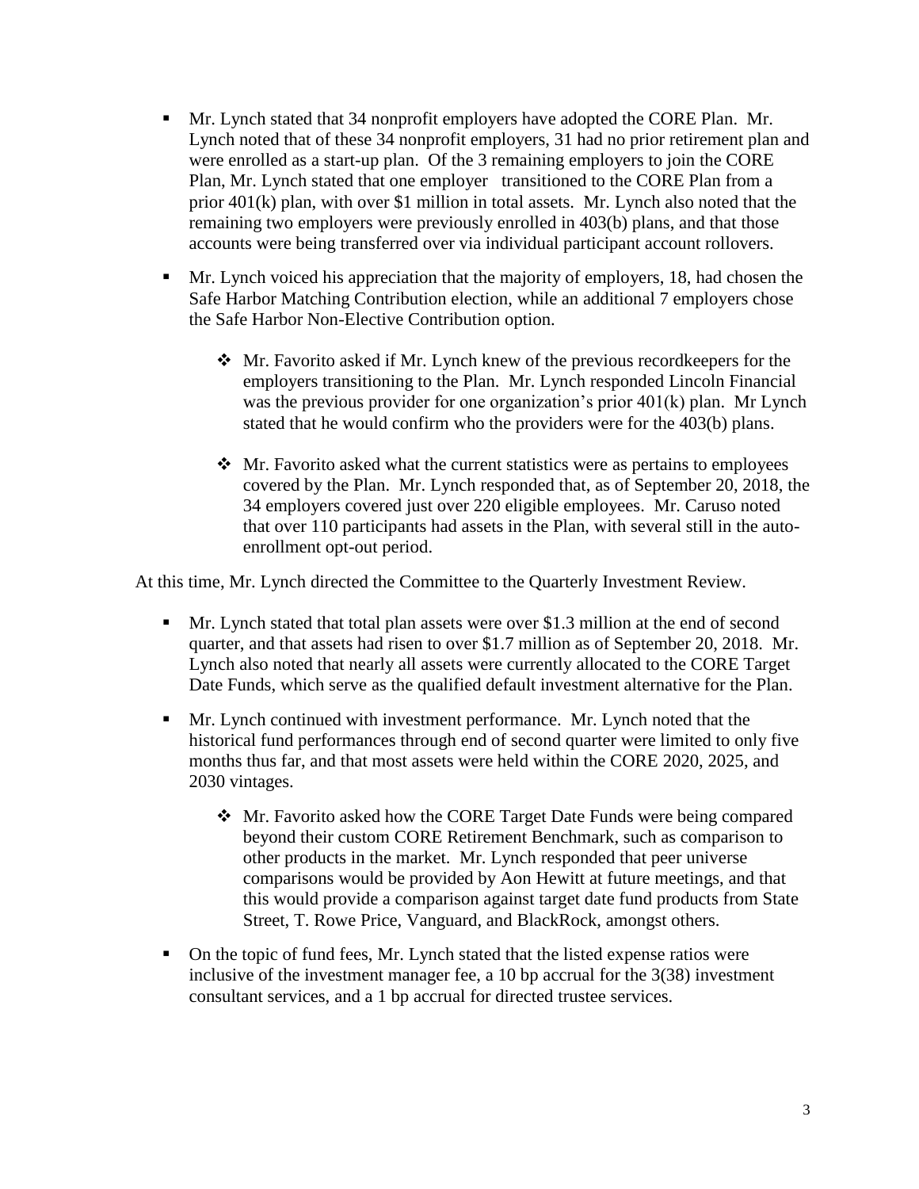- Mr. Lynch stated that 34 nonprofit employers have adopted the CORE Plan. Mr. Lynch noted that of these 34 nonprofit employers, 31 had no prior retirement plan and were enrolled as a start-up plan. Of the 3 remaining employers to join the CORE Plan, Mr. Lynch stated that one employer transitioned to the CORE Plan from a prior 401(k) plan, with over $1 million in total assets. Mr. Lynch also noted that the remaining two employers were previously enrolled in 403(b) plans, and that those accounts were being transferred over via individual participant account rollovers.

- Mr. Lynch voiced his appreciation that the majority of employers, 18, had chosen the Safe Harbor Matching Contribution election, while an additional 7 employers chose the Safe Harbor Non-Elective Contribution option.

    - Mr. Favorito asked if Mr. Lynch knew of the previous recordkeepers for the employers transitioning to the Plan. Mr. Lynch responded Lincoln Financial was the previous provider for one organization's prior 401(k) plan. Mr Lynch stated that he would confirm who the providers were for the 403(b) plans.

    - Mr. Favorito asked what the current statistics were as pertains to employees covered by the Plan. Mr. Lynch responded that, as of September 20, 2018, the 34 employers covered just over 220 eligible employees. Mr. Caruso noted that over 110 participants had assets in the Plan, with several still in the auto-enrollment opt-out period.

At this time, Mr. Lynch directed the Committee to the Quarterly Investment Review.

- Mr. Lynch stated that total plan assets were over $1.3 million at the end of second quarter, and that assets had risen to over $1.7 million as of September 20, 2018. Mr. Lynch also noted that nearly all assets were currently allocated to the CORE Target Date Funds, which serve as the qualified default investment alternative for the Plan.

- Mr. Lynch continued with investment performance. Mr. Lynch noted that the historical fund performances through end of second quarter were limited to only five months thus far, and that most assets were held within the CORE 2020, 2025, and 2030 vintages.

    - Mr. Favorito asked how the CORE Target Date Funds were being compared beyond their custom CORE Retirement Benchmark, such as comparison to other products in the market. Mr. Lynch responded that peer universe comparisons would be provided by Aon Hewitt at future meetings, and that this would provide a comparison against target date fund products from State Street, T. Rowe Price, Vanguard, and BlackRock, amongst others.

- On the topic of fund fees, Mr. Lynch stated that the listed expense ratios were inclusive of the investment manager fee, a 10 bp accrual for the 3(38) investment consultant services, and a 1 bp accrual for directed trustee services.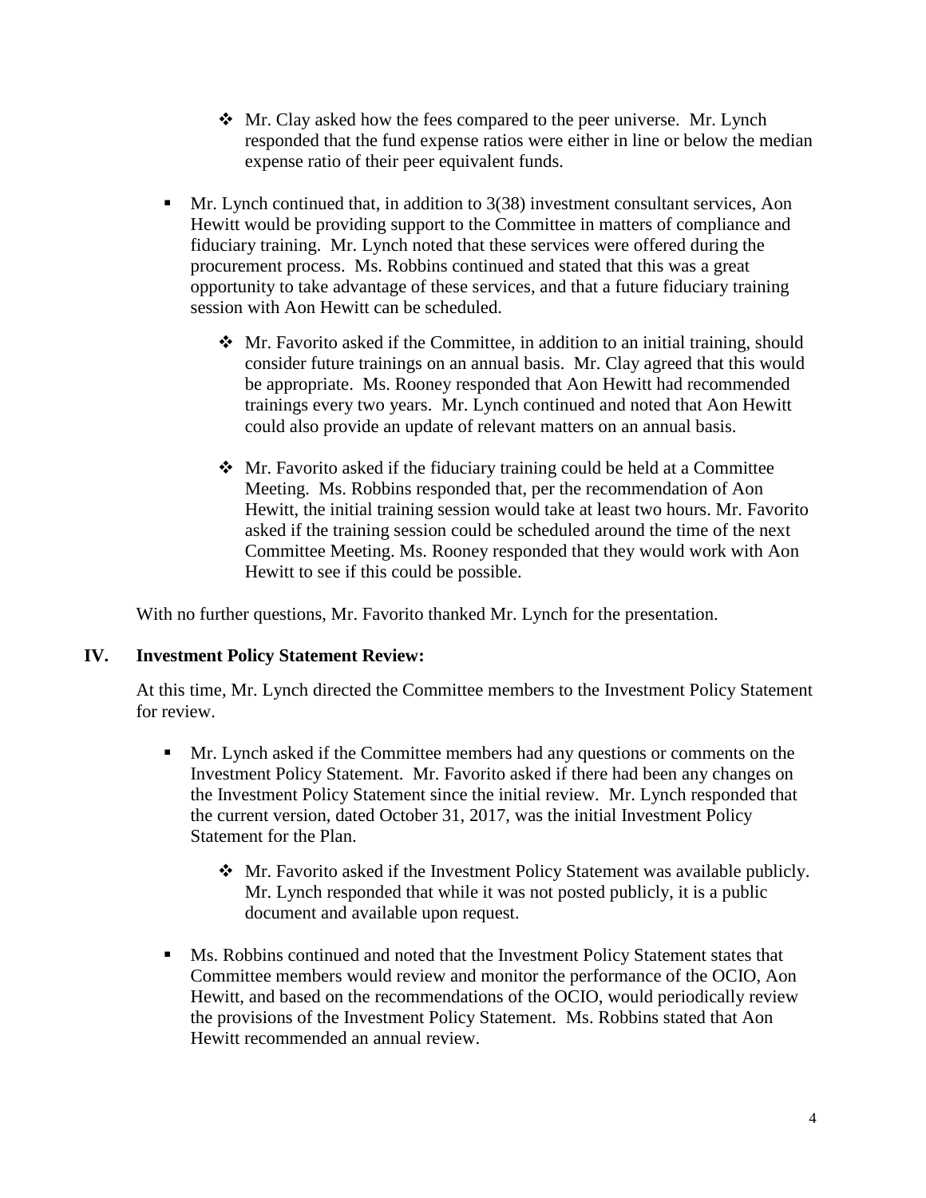- Mr. Clay asked how the fees compared to the peer universe. Mr. Lynch responded that the fund expense ratios were either in line or below the median expense ratio of their peer equivalent funds.

- Mr. Lynch continued that, in addition to 3(38) investment consultant services, Aon Hewitt would be providing support to the Committee in matters of compliance and fiduciary training. Mr. Lynch noted that these services were offered during the procurement process. Ms. Robbins continued and stated that this was a great opportunity to take advantage of these services, and that a future fiduciary training session with Aon Hewitt can be scheduled.

    - Mr. Favorito asked if the Committee, in addition to an initial training, should consider future trainings on an annual basis. Mr. Clay agreed that this would be appropriate. Ms. Rooney responded that Aon Hewitt had recommended trainings every two years. Mr. Lynch continued and noted that Aon Hewitt could also provide an update of relevant matters on an annual basis.

    - Mr. Favorito asked if the fiduciary training could be held at a Committee Meeting. Ms. Robbins responded that, per the recommendation of Aon Hewitt, the initial training session would take at least two hours. Mr. Favorito asked if the training session could be scheduled around the time of the next Committee Meeting. Ms. Rooney responded that they would work with Aon Hewitt to see if this could be possible.

With no further questions, Mr. Favorito thanked Mr. Lynch for the presentation.

## IV. Investment Policy Statement Review:

At this time, Mr. Lynch directed the Committee members to the Investment Policy Statement for review.

- Mr. Lynch asked if the Committee members had any questions or comments on the Investment Policy Statement. Mr. Favorito asked if there had been any changes on the Investment Policy Statement since the initial review. Mr. Lynch responded that the current version, dated October 31, 2017, was the initial Investment Policy Statement for the Plan.

    - Mr. Favorito asked if the Investment Policy Statement was available publicly. Mr. Lynch responded that while it was not posted publicly, it is a public document and available upon request.

- Ms. Robbins continued and noted that the Investment Policy Statement states that Committee members would review and monitor the performance of the OCIO, Aon Hewitt, and based on the recommendations of the OCIO, would periodically review the provisions of the Investment Policy Statement. Ms. Robbins stated that Aon Hewitt recommended an annual review.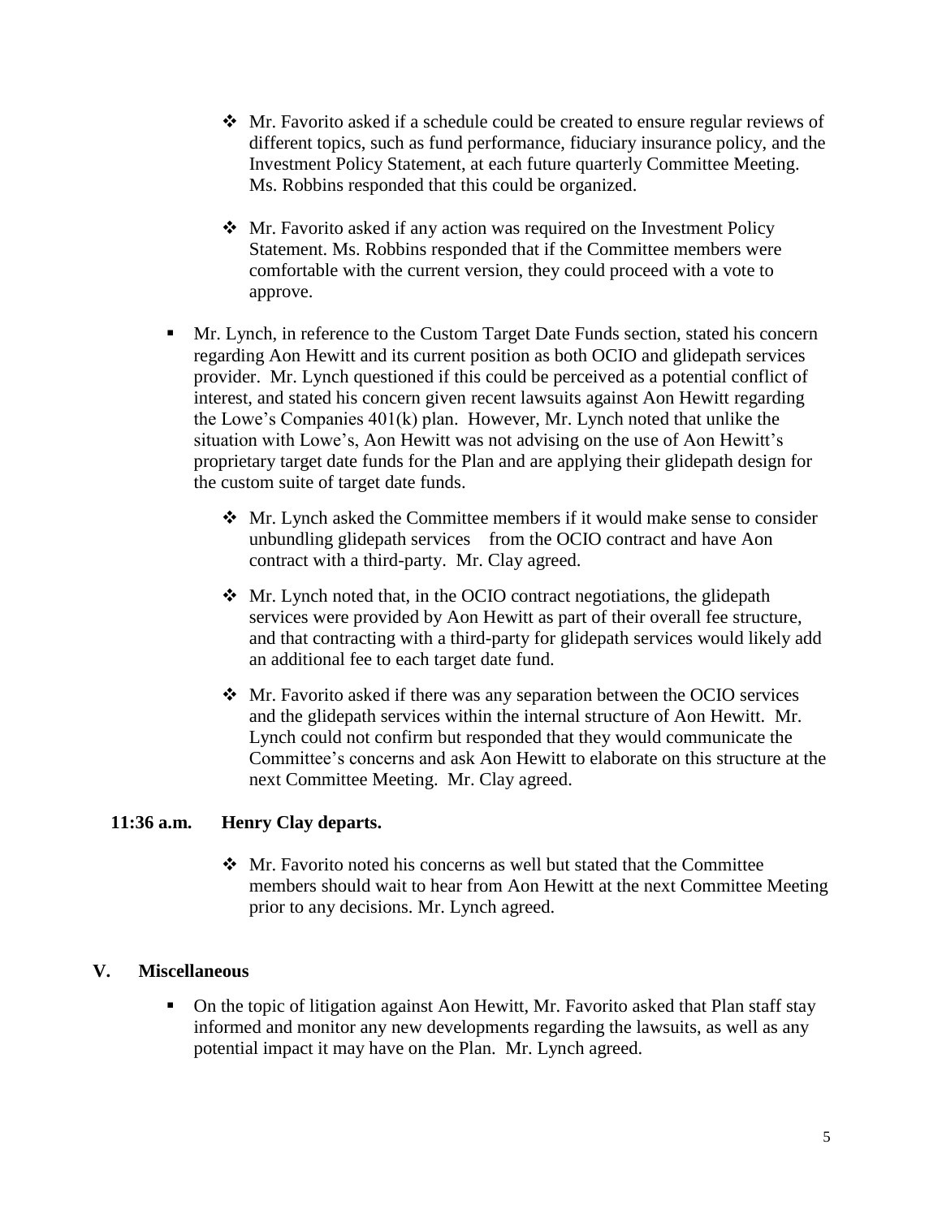- Mr. Favorito asked if a schedule could be created to ensure regular reviews of different topics, such as fund performance, fiduciary insurance policy, and the Investment Policy Statement, at each future quarterly Committee Meeting. Ms. Robbins responded that this could be organized.

- Mr. Favorito asked if any action was required on the Investment Policy Statement. Ms. Robbins responded that if the Committee members were comfortable with the current version, they could proceed with a vote to approve.

- Mr. Lynch, in reference to the Custom Target Date Funds section, stated his concern regarding Aon Hewitt and its current position as both OCIO and glidepath services provider. Mr. Lynch questioned if this could be perceived as a potential conflict of interest, and stated his concern given recent lawsuits against Aon Hewitt regarding the Lowe's Companies 401(k) plan. However, Mr. Lynch noted that unlike the situation with Lowe's, Aon Hewitt was not advising on the use of Aon Hewitt's proprietary target date funds for the Plan and are applying their glidepath design for the custom suite of target date funds.

  - Mr. Lynch asked the Committee members if it would make sense to consider unbundling glidepath services from the OCIO contract and have Aon contract with a third-party. Mr. Clay agreed.

  - Mr. Lynch noted that, in the OCIO contract negotiations, the glidepath services were provided by Aon Hewitt as part of their overall fee structure, and that contracting with a third-party for glidepath services would likely add an additional fee to each target date fund.

  - Mr. Favorito asked if there was any separation between the OCIO services and the glidepath services within the internal structure of Aon Hewitt. Mr. Lynch could not confirm but responded that they would communicate the Committee's concerns and ask Aon Hewitt to elaborate on this structure at the next Committee Meeting. Mr. Clay agreed.

**11:36 a.m. Henry Clay departs.**

  - Mr. Favorito noted his concerns as well but stated that the Committee members should wait to hear from Aon Hewitt at the next Committee Meeting prior to any decisions. Mr. Lynch agreed.

## V. Miscellaneous

- On the topic of litigation against Aon Hewitt, Mr. Favorito asked that Plan staff stay informed and monitor any new developments regarding the lawsuits, as well as any potential impact it may have on the Plan. Mr. Lynch agreed.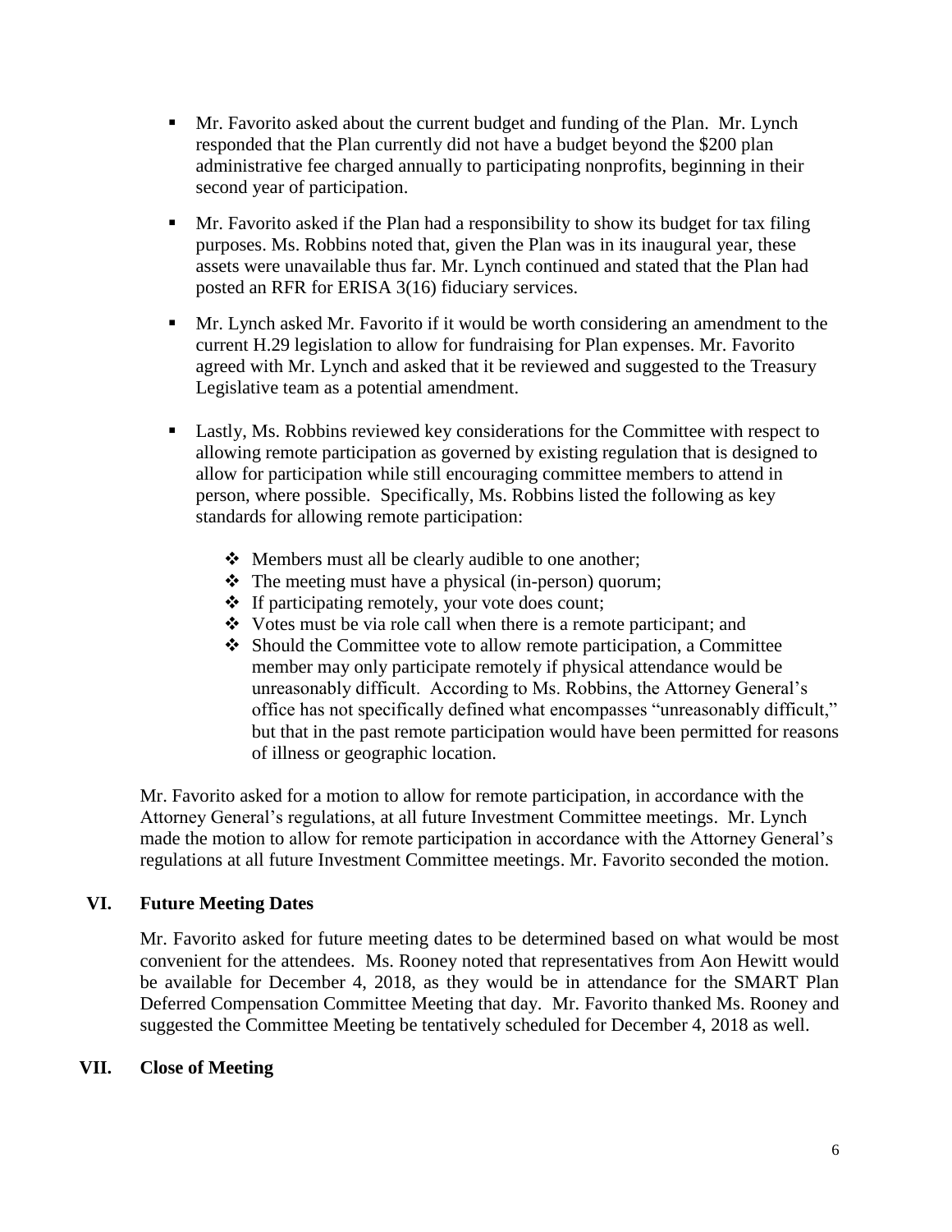- Mr. Favorito asked about the current budget and funding of the Plan. Mr. Lynch responded that the Plan currently did not have a budget beyond the $200 plan administrative fee charged annually to participating nonprofits, beginning in their second year of participation.
- Mr. Favorito asked if the Plan had a responsibility to show its budget for tax filing purposes. Ms. Robbins noted that, given the Plan was in its inaugural year, these assets were unavailable thus far. Mr. Lynch continued and stated that the Plan had posted an RFR for ERISA 3(16) fiduciary services.
- Mr. Lynch asked Mr. Favorito if it would be worth considering an amendment to the current H.29 legislation to allow for fundraising for Plan expenses. Mr. Favorito agreed with Mr. Lynch and asked that it be reviewed and suggested to the Treasury Legislative team as a potential amendment.
- Lastly, Ms. Robbins reviewed key considerations for the Committee with respect to allowing remote participation as governed by existing regulation that is designed to allow for participation while still encouraging committee members to attend in person, where possible. Specifically, Ms. Robbins listed the following as key standards for allowing remote participation:
  - Members must all be clearly audible to one another;
  - The meeting must have a physical (in-person) quorum;
  - If participating remotely, your vote does count;
  - Votes must be via role call when there is a remote participant; and
  - Should the Committee vote to allow remote participation, a Committee member may only participate remotely if physical attendance would be unreasonably difficult. According to Ms. Robbins, the Attorney General's office has not specifically defined what encompasses "unreasonably difficult," but that in the past remote participation would have been permitted for reasons of illness or geographic location.

Mr. Favorito asked for a motion to allow for remote participation, in accordance with the Attorney General's regulations, at all future Investment Committee meetings. Mr. Lynch made the motion to allow for remote participation in accordance with the Attorney General's regulations at all future Investment Committee meetings. Mr. Favorito seconded the motion.

## VI. Future Meeting Dates

Mr. Favorito asked for future meeting dates to be determined based on what would be most convenient for the attendees. Ms. Rooney noted that representatives from Aon Hewitt would be available for December 4, 2018, as they would be in attendance for the SMART Plan Deferred Compensation Committee Meeting that day. Mr. Favorito thanked Ms. Rooney and suggested the Committee Meeting be tentatively scheduled for December 4, 2018 as well.

## VII. Close of Meeting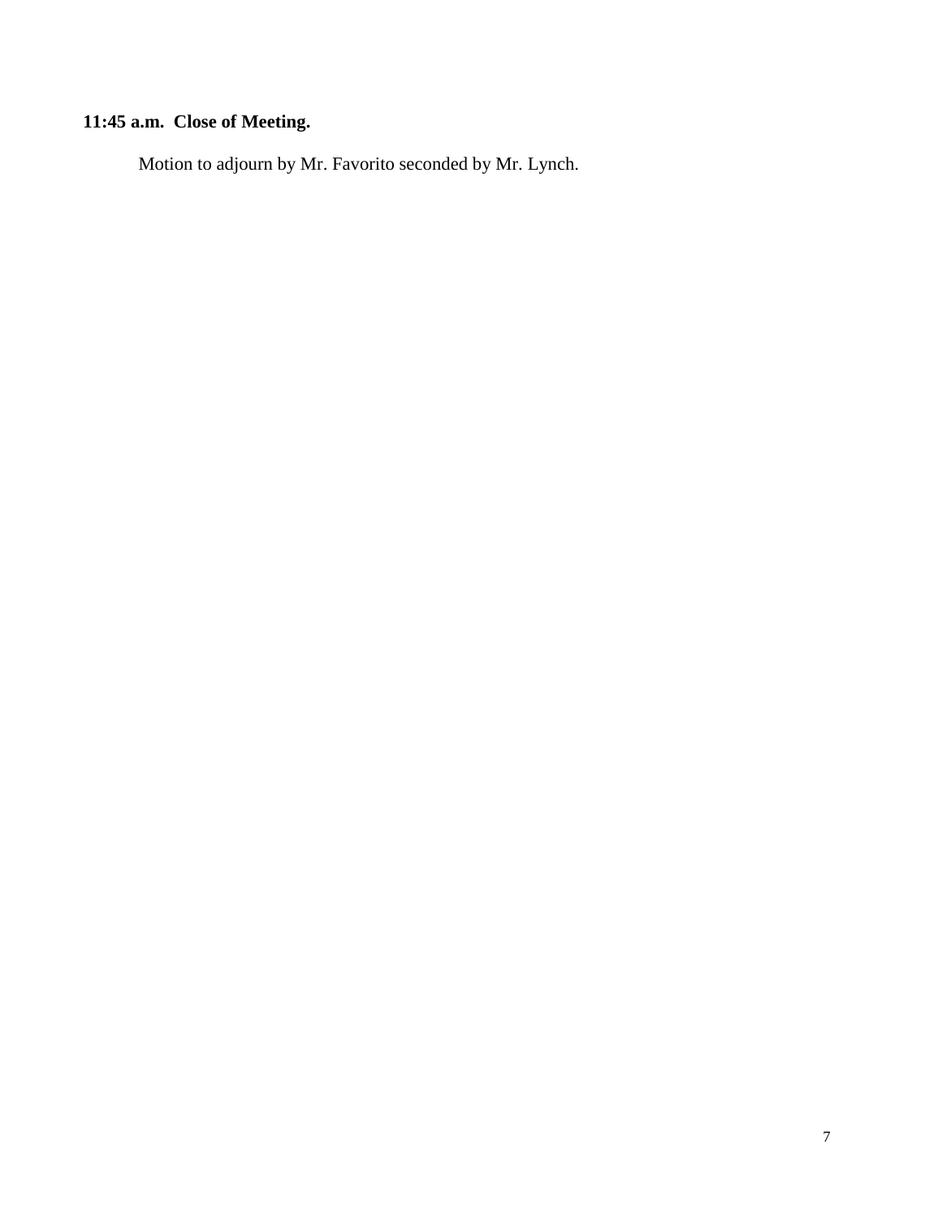**11:45 a.m. Close of Meeting.**

Motion to adjourn by Mr. Favorito seconded by Mr. Lynch.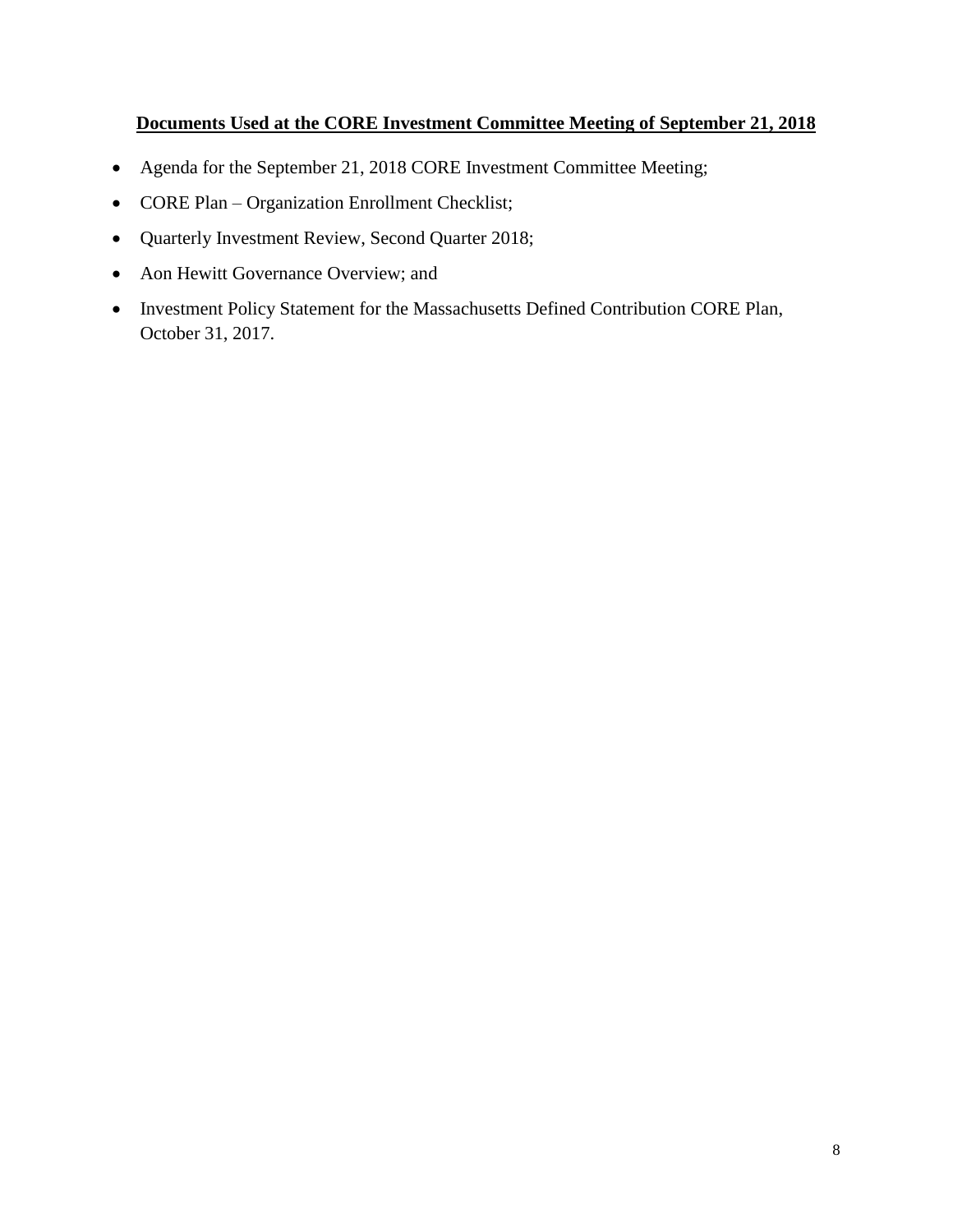## **Documents Used at the CORE Investment Committee Meeting of September 21, 2018**

- Agenda for the September 21, 2018 CORE Investment Committee Meeting;
- CORE Plan – Organization Enrollment Checklist;
- Quarterly Investment Review, Second Quarter 2018;
- Aon Hewitt Governance Overview; and
- Investment Policy Statement for the Massachusetts Defined Contribution CORE Plan, October 31, 2017.